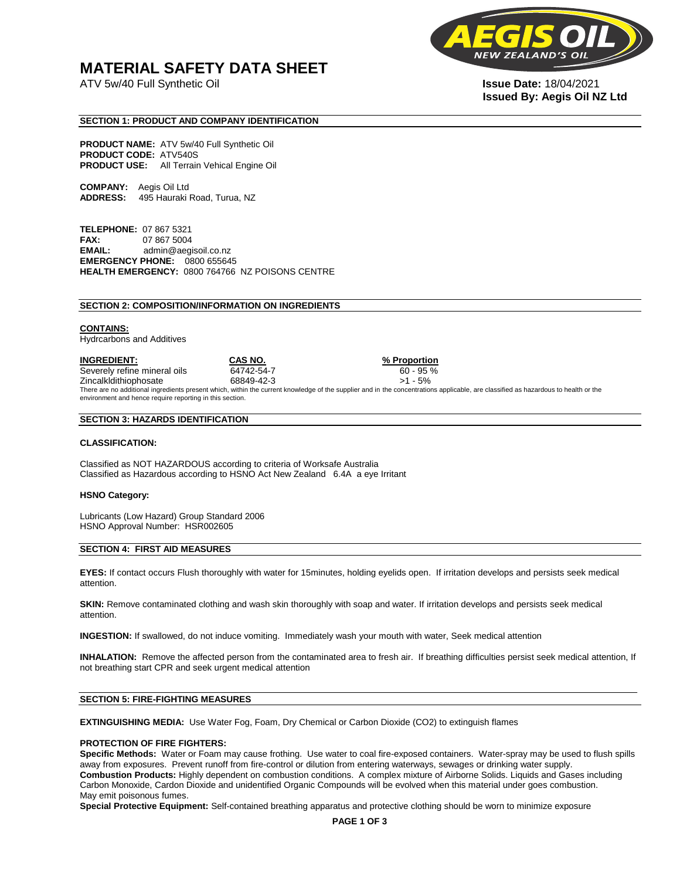# MATERIAL SAFETY DATA SHEET

ATV 5w/40 Full Synthetic Oil

**Issue Date:** 18/04/2021
**Issued By: Aegis Oil NZ Ltd**

## SECTION 1: PRODUCT AND COMPANY IDENTIFICATION

**PRODUCT NAME:** ATV 5w/40 Full Synthetic Oil
**PRODUCT CODE:** ATV540S
**PRODUCT USE:** All Terrain Vehical Engine Oil

**COMPANY:** Aegis Oil Ltd
**ADDRESS:** 495 Hauraki Road, Turua, NZ

**TELEPHONE:** 07 867 5321
**FAX:** 07 867 5004
**EMAIL:** admin@aegisoil.co.nz
**EMERGENCY PHONE:** 0800 655645
**HEALTH EMERGENCY:** 0800 764766 NZ POISONS CENTRE

## SECTION 2: COMPOSITION/INFORMATION ON INGREDIENTS

**CONTAINS:**
Hydrcarbons and Additives

| INGREDIENT: | CAS NO. | % Proportion |
|---|---|---|
| Severely refine mineral oils | 64742-54-7 | 60 - 95 % |
| Zincalkldithiophosate | 68849-42-3 | >1 - 5% |

There are no additional ingredients present which, within the current knowledge of the supplier and in the concentrations applicable, are classified as hazardous to health or the environment and hence require reporting in this section.

## SECTION 3: HAZARDS IDENTIFICATION

**CLASSIFICATION:**

Classified as NOT HAZARDOUS according to criteria of Worksafe Australia
Classified as Hazardous according to HSNO Act New Zealand 6.4A a eye Irritant

**HSNO Category:**

Lubricants (Low Hazard) Group Standard 2006
HSNO Approval Number: HSR002605

## SECTION 4: FIRST AID MEASURES

**EYES:** If contact occurs Flush thoroughly with water for 15minutes, holding eyelids open. If irritation develops and persists seek medical attention.

**SKIN:** Remove contaminated clothing and wash skin thoroughly with soap and water. If irritation develops and persists seek medical attention.

**INGESTION:** If swallowed, do not induce vomiting. Immediately wash your mouth with water, Seek medical attention

**INHALATION:** Remove the affected person from the contaminated area to fresh air. If breathing difficulties persist seek medical attention, If not breathing start CPR and seek urgent medical attention

## SECTION 5: FIRE-FIGHTING MEASURES

**EXTINGUISHING MEDIA:** Use Water Fog, Foam, Dry Chemical or Carbon Dioxide ($CO_2$) to extinguish flames

**PROTECTION OF FIRE FIGHTERS:**
**Specific Methods:** Water or Foam may cause frothing. Use water to coal fire-exposed containers. Water-spray may be used to flush spills away from exposures. Prevent runoff from fire-control or dilution from entering waterways, sewages or drinking water supply.
**Combustion Products:** Highly dependent on combustion conditions. A complex mixture of Airborne Solids. Liquids and Gases including Carbon Monoxide, Cardon Dioxide and unidentified Organic Compounds will be evolved when this material under goes combustion.
May emit poisonous fumes.
**Special Protective Equipment:** Self-contained breathing apparatus and protective clothing should be worn to minimize exposure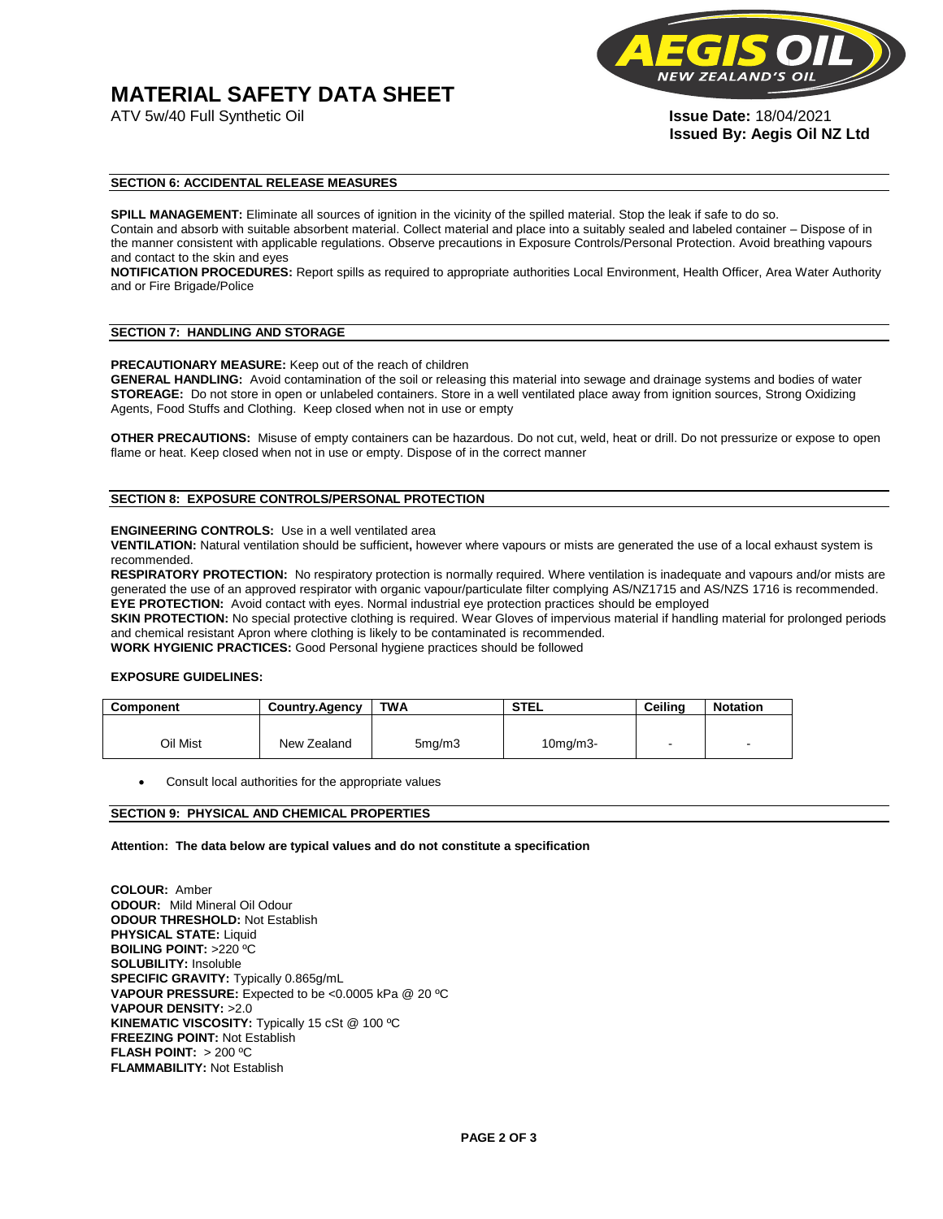# MATERIAL SAFETY DATA SHEET

ATV 5w/40 Full Synthetic Oil

**Issue Date:** 18/04/2021
**Issued By: Aegis Oil NZ Ltd**

## SECTION 6: ACCIDENTAL RELEASE MEASURES

**SPILL MANAGEMENT:** Eliminate all sources of ignition in the vicinity of the spilled material. Stop the leak if safe to do so. Contain and absorb with suitable absorbent material. Collect material and place into a suitably sealed and labeled container – Dispose of in the manner consistent with applicable regulations. Observe precautions in Exposure Controls/Personal Protection. Avoid breathing vapours and contact to the skin and eyes

**NOTIFICATION PROCEDURES:** Report spills as required to appropriate authorities Local Environment, Health Officer, Area Water Authority and or Fire Brigade/Police

## SECTION 7: HANDLING AND STORAGE

**PRECAUTIONARY MEASURE:** Keep out of the reach of children

**GENERAL HANDLING:** Avoid contamination of the soil or releasing this material into sewage and drainage systems and bodies of water

**STOREAGE:** Do not store in open or unlabeled containers. Store in a well ventilated place away from ignition sources, Strong Oxidizing Agents, Food Stuffs and Clothing. Keep closed when not in use or empty

**OTHER PRECAUTIONS:** Misuse of empty containers can be hazardous. Do not cut, weld, heat or drill. Do not pressurize or expose to open flame or heat. Keep closed when not in use or empty. Dispose of in the correct manner

## SECTION 8: EXPOSURE CONTROLS/PERSONAL PROTECTION

**ENGINEERING CONTROLS:** Use in a well ventilated area

**VENTILATION:** Natural ventilation should be sufficient**,** however where vapours or mists are generated the use of a local exhaust system is recommended.

**RESPIRATORY PROTECTION:** No respiratory protection is normally required. Where ventilation is inadequate and vapours and/or mists are generated the use of an approved respirator with organic vapour/particulate filter complying AS/NZ1715 and AS/NZS 1716 is recommended.

**EYE PROTECTION:** Avoid contact with eyes. Normal industrial eye protection practices should be employed

**SKIN PROTECTION:** No special protective clothing is required. Wear Gloves of impervious material if handling material for prolonged periods and chemical resistant Apron where clothing is likely to be contaminated is recommended.

**WORK HYGIENIC PRACTICES:** Good Personal hygiene practices should be followed

**EXPOSURE GUIDELINES:**

| Component | Country.Agency | TWA | STEL | Ceiling | Notation |
|---|---|---|---|---|---|
| Oil Mist | New Zealand | 5mg/m3 | 10mg/m3- | - | - |

- Consult local authorities for the appropriate values

## SECTION 9: PHYSICAL AND CHEMICAL PROPERTIES

**Attention: The data below are typical values and do not constitute a specification**

**COLOUR:** Amber
**ODOUR:** Mild Mineral Oil Odour
**ODOUR THRESHOLD:** Not Establish
**PHYSICAL STATE:** Liquid
**BOILING POINT:** >220 ºC
**SOLUBILITY:** Insoluble
**SPECIFIC GRAVITY:** Typically 0.865g/mL
**VAPOUR PRESSURE:** Expected to be <0.0005 kPa @ 20 ºC
**VAPOUR DENSITY:** >2.0
**KINEMATIC VISCOSITY:** Typically 15 cSt @ 100 ºC
**FREEZING POINT:** Not Establish
**FLASH POINT:** > 200 ºC
**FLAMMABILITY:** Not Establish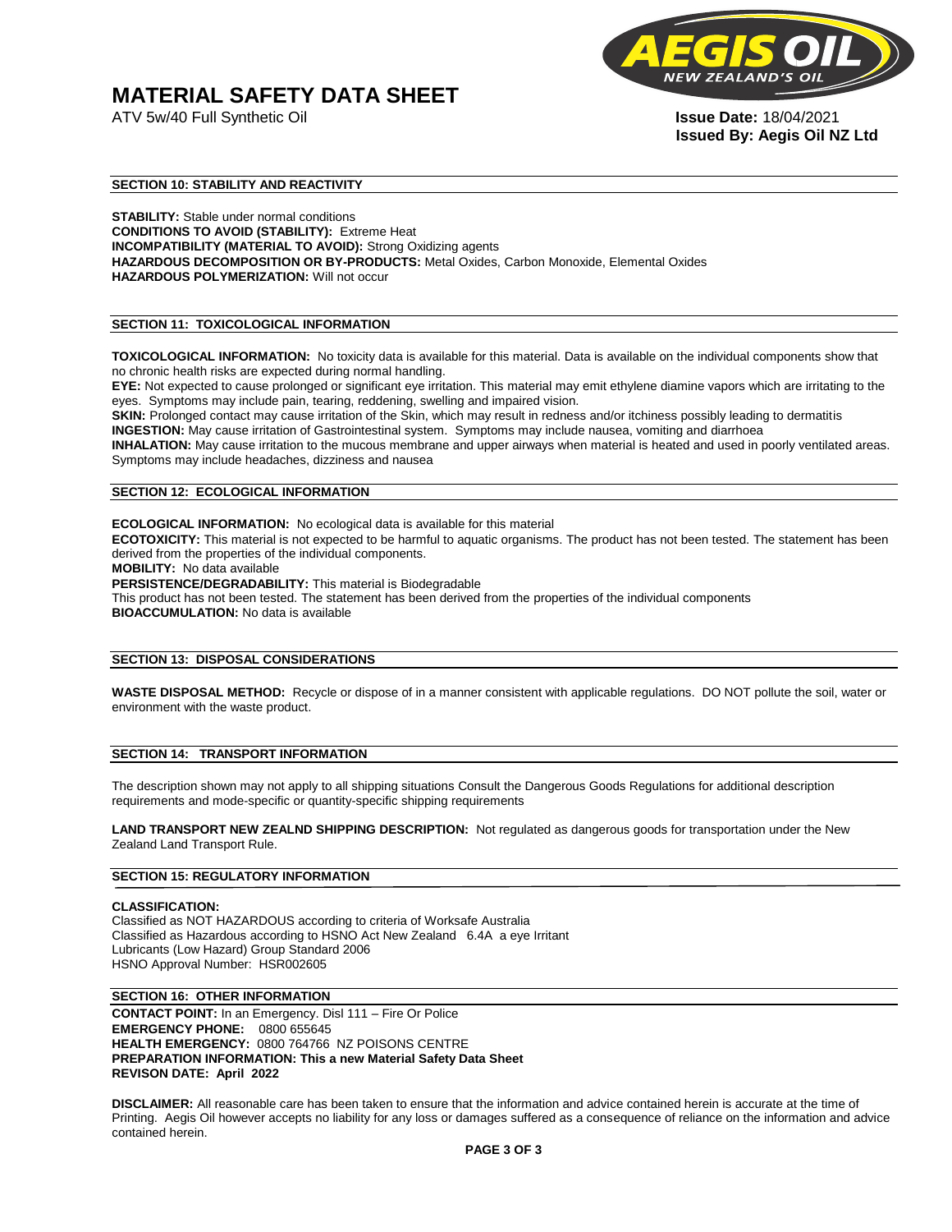# MATERIAL SAFETY DATA SHEET

ATV 5w/40 Full Synthetic Oil

**Issue Date:** 18/04/2021
**Issued By: Aegis Oil NZ Ltd**

## SECTION 10: STABILITY AND REACTIVITY

**STABILITY:** Stable under normal conditions
**CONDITIONS TO AVOID (STABILITY):** Extreme Heat
**INCOMPATIBILITY (MATERIAL TO AVOID):** Strong Oxidizing agents
**HAZARDOUS DECOMPOSITION OR BY-PRODUCTS:** Metal Oxides, Carbon Monoxide, Elemental Oxides
**HAZARDOUS POLYMERIZATION:** Will not occur

## SECTION 11: TOXICOLOGICAL INFORMATION

**TOXICOLOGICAL INFORMATION:** No toxicity data is available for this material. Data is available on the individual components show that no chronic health risks are expected during normal handling.
**EYE:** Not expected to cause prolonged or significant eye irritation. This material may emit ethylene diamine vapors which are irritating to the eyes. Symptoms may include pain, tearing, reddening, swelling and impaired vision.
**SKIN:** Prolonged contact may cause irritation of the Skin, which may result in redness and/or itchiness possibly leading to dermatitis
**INGESTION:** May cause irritation of Gastrointestinal system. Symptoms may include nausea, vomiting and diarrhoea
**INHALATION:** May cause irritation to the mucous membrane and upper airways when material is heated and used in poorly ventilated areas. Symptoms may include headaches, dizziness and nausea

## SECTION 12: ECOLOGICAL INFORMATION

**ECOLOGICAL INFORMATION:** No ecological data is available for this material
**ECOTOXICITY:** This material is not expected to be harmful to aquatic organisms. The product has not been tested. The statement has been derived from the properties of the individual components.
**MOBILITY:** No data available
**PERSISTENCE/DEGRADABILITY:** This material is Biodegradable
This product has not been tested. The statement has been derived from the properties of the individual components
**BIOACCUMULATION:** No data is available

## SECTION 13: DISPOSAL CONSIDERATIONS

**WASTE DISPOSAL METHOD:** Recycle or dispose of in a manner consistent with applicable regulations. DO NOT pollute the soil, water or environment with the waste product.

## SECTION 14: TRANSPORT INFORMATION

The description shown may not apply to all shipping situations Consult the Dangerous Goods Regulations for additional description requirements and mode-specific or quantity-specific shipping requirements

**LAND TRANSPORT NEW ZEALND SHIPPING DESCRIPTION:** Not regulated as dangerous goods for transportation under the New Zealand Land Transport Rule.

## SECTION 15: REGULATORY INFORMATION

**CLASSIFICATION:**
Classified as NOT HAZARDOUS according to criteria of Worksafe Australia
Classified as Hazardous according to HSNO Act New Zealand 6.4A a eye Irritant
Lubricants (Low Hazard) Group Standard 2006
HSNO Approval Number: HSR002605

## SECTION 16: OTHER INFORMATION

**CONTACT POINT:** In an Emergency. Disl 111 – Fire Or Police
**EMERGENCY PHONE:** 0800 655645
**HEALTH EMERGENCY:** 0800 764766 NZ POISONS CENTRE
**PREPARATION INFORMATION: This a new Material Safety Data Sheet**
**REVISON DATE: April 2022**

**DISCLAIMER:** All reasonable care has been taken to ensure that the information and advice contained herein is accurate at the time of Printing. Aegis Oil however accepts no liability for any loss or damages suffered as a consequence of reliance on the information and advice contained herein.